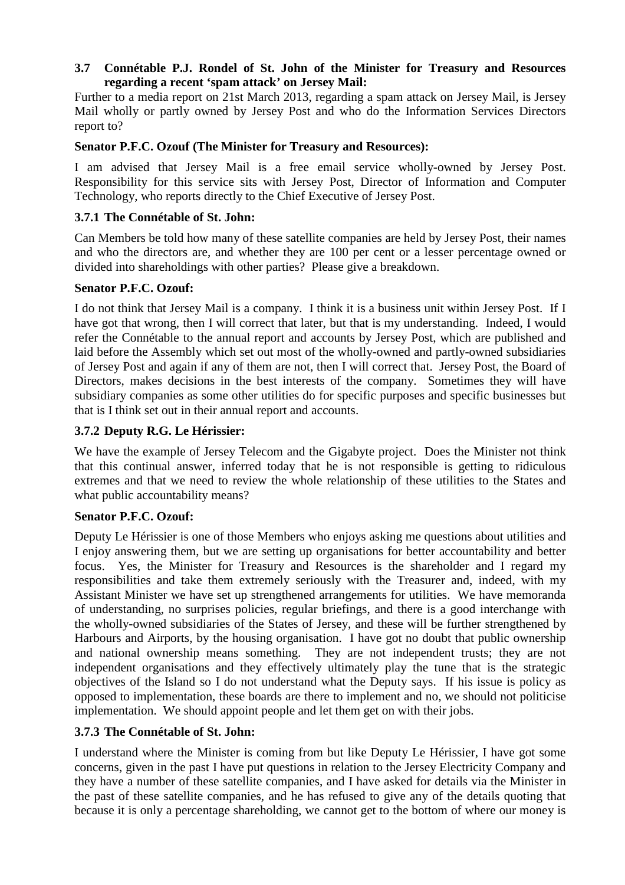### 3.7 Connétable P.J. Rondel of St. John of the Minister for Treasury and Resources regarding a recent 'spam attack' on Jersey Mail:

Further to a media report on 21st March 2013, regarding a spam attack on Jersey Mail, is Jersey Mail wholly or partly owned by Jersey Post and who do the Information Services Directors report to?

**Senator P.F.C. Ozouf (The Minister for Treasury and Resources):**

I am advised that Jersey Mail is a free email service wholly-owned by Jersey Post. Responsibility for this service sits with Jersey Post, Director of Information and Computer Technology, who reports directly to the Chief Executive of Jersey Post.

### 3.7.1 The Connétable of St. John:

Can Members be told how many of these satellite companies are held by Jersey Post, their names and who the directors are, and whether they are 100 per cent or a lesser percentage owned or divided into shareholdings with other parties? Please give a breakdown.

**Senator P.F.C. Ozouf:**

I do not think that Jersey Mail is a company. I think it is a business unit within Jersey Post. If I have got that wrong, then I will correct that later, but that is my understanding. Indeed, I would refer the Connétable to the annual report and accounts by Jersey Post, which are published and laid before the Assembly which set out most of the wholly-owned and partly-owned subsidiaries of Jersey Post and again if any of them are not, then I will correct that. Jersey Post, the Board of Directors, makes decisions in the best interests of the company. Sometimes they will have subsidiary companies as some other utilities do for specific purposes and specific businesses but that is I think set out in their annual report and accounts.

### 3.7.2 Deputy R.G. Le Hérissier:

We have the example of Jersey Telecom and the Gigabyte project. Does the Minister not think that this continual answer, inferred today that he is not responsible is getting to ridiculous extremes and that we need to review the whole relationship of these utilities to the States and what public accountability means?

**Senator P.F.C. Ozouf:**

Deputy Le Hérissier is one of those Members who enjoys asking me questions about utilities and I enjoy answering them, but we are setting up organisations for better accountability and better focus. Yes, the Minister for Treasury and Resources is the shareholder and I regard my responsibilities and take them extremely seriously with the Treasurer and, indeed, with my Assistant Minister we have set up strengthened arrangements for utilities. We have memoranda of understanding, no surprises policies, regular briefings, and there is a good interchange with the wholly-owned subsidiaries of the States of Jersey, and these will be further strengthened by Harbours and Airports, by the housing organisation. I have got no doubt that public ownership and national ownership means something. They are not independent trusts; they are not independent organisations and they effectively ultimately play the tune that is the strategic objectives of the Island so I do not understand what the Deputy says. If his issue is policy as opposed to implementation, these boards are there to implement and no, we should not politicise implementation. We should appoint people and let them get on with their jobs.

### 3.7.3 The Connétable of St. John:

I understand where the Minister is coming from but like Deputy Le Hérissier, I have got some concerns, given in the past I have put questions in relation to the Jersey Electricity Company and they have a number of these satellite companies, and I have asked for details via the Minister in the past of these satellite companies, and he has refused to give any of the details quoting that because it is only a percentage shareholding, we cannot get to the bottom of where our money is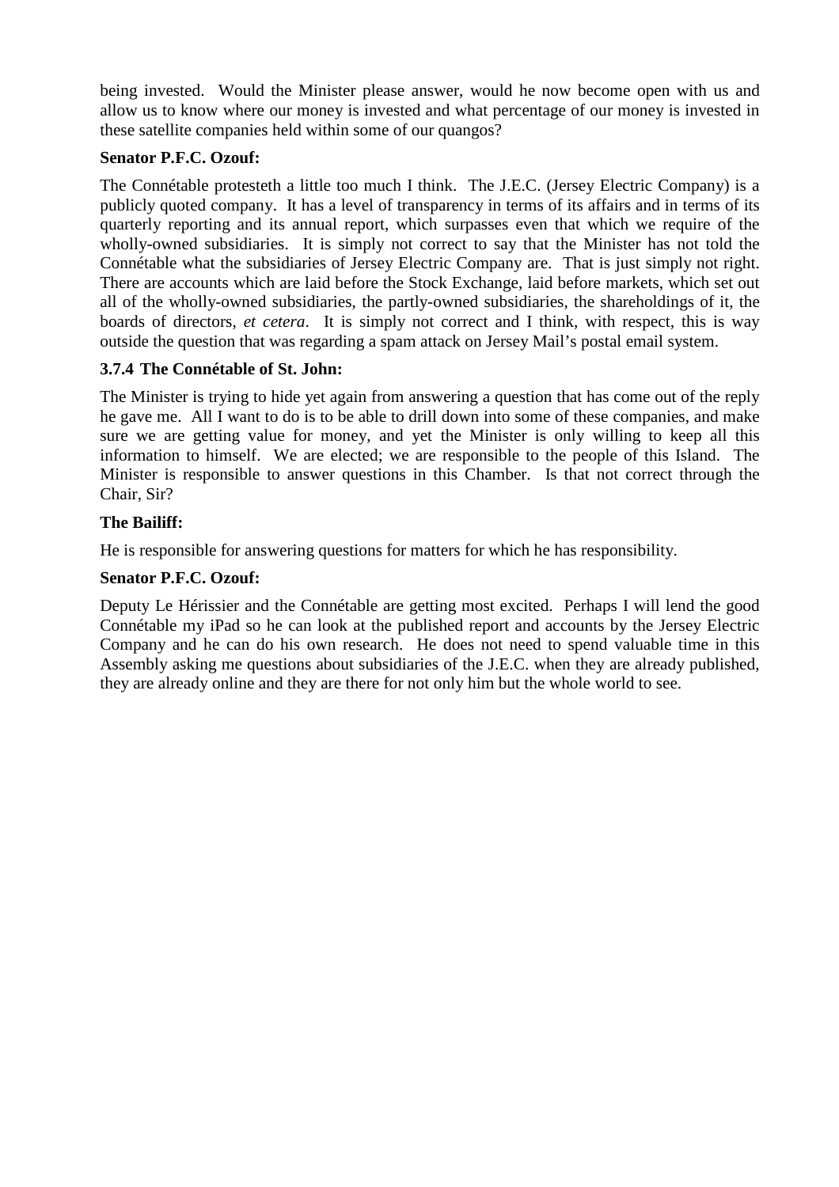being invested. Would the Minister please answer, would he now become open with us and allow us to know where our money is invested and what percentage of our money is invested in these satellite companies held within some of our quangos?

**Senator P.F.C. Ozouf:**

The Connétable protesteth a little too much I think. The J.E.C. (Jersey Electric Company) is a publicly quoted company. It has a level of transparency in terms of its affairs and in terms of its quarterly reporting and its annual report, which surpasses even that which we require of the wholly-owned subsidiaries. It is simply not correct to say that the Minister has not told the Connétable what the subsidiaries of Jersey Electric Company are. That is just simply not right. There are accounts which are laid before the Stock Exchange, laid before markets, which set out all of the wholly-owned subsidiaries, the partly-owned subsidiaries, the shareholdings of it, the boards of directors, *et cetera*. It is simply not correct and I think, with respect, this is way outside the question that was regarding a spam attack on Jersey Mail's postal email system.

**3.7.4 The Connétable of St. John:**

The Minister is trying to hide yet again from answering a question that has come out of the reply he gave me. All I want to do is to be able to drill down into some of these companies, and make sure we are getting value for money, and yet the Minister is only willing to keep all this information to himself. We are elected; we are responsible to the people of this Island. The Minister is responsible to answer questions in this Chamber. Is that not correct through the Chair, Sir?

**The Bailiff:**

He is responsible for answering questions for matters for which he has responsibility.

**Senator P.F.C. Ozouf:**

Deputy Le Hérissier and the Connétable are getting most excited. Perhaps I will lend the good Connétable my iPad so he can look at the published report and accounts by the Jersey Electric Company and he can do his own research. He does not need to spend valuable time in this Assembly asking me questions about subsidiaries of the J.E.C. when they are already published, they are already online and they are there for not only him but the whole world to see.